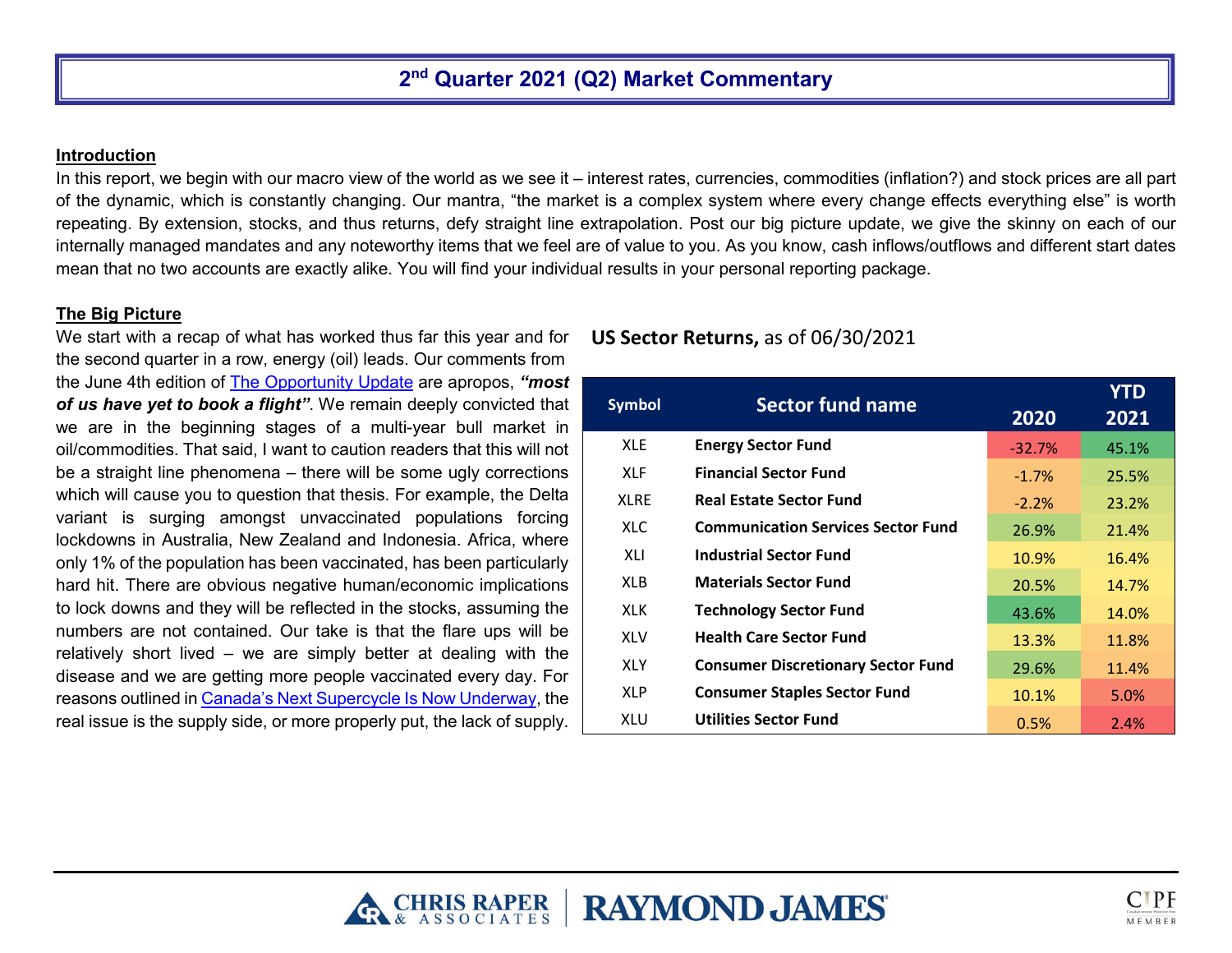# 2nd Quarter 2021 (Q2) Market Commentary

## Introduction

In this report, we begin with our macro view of the world as we see it – interest rates, currencies, commodities (inflation?) and stock prices are all part of the dynamic, which is constantly changing. Our mantra, "the market is a complex system where every change effects everything else" is worth repeating. By extension, stocks, and thus returns, defy straight line extrapolation. Post our big picture update, we give the skinny on each of our internally managed mandates and any noteworthy items that we feel are of value to you. As you know, cash inflows/outflows and different start dates mean that no two accounts are exactly alike. You will find your individual results in your personal reporting package.

## The Big Picture

We start with a recap of what has worked thus far this year and for the second quarter in a row, energy (oil) leads. Our comments from the June 4th edition of The Opportunity Update are apropos, ***"most of us have yet to book a flight"***. We remain deeply convicted that we are in the beginning stages of a multi-year bull market in oil/commodities. That said, I want to caution readers that this will not be a straight line phenomena – there will be some ugly corrections which will cause you to question that thesis. For example, the Delta variant is surging amongst unvaccinated populations forcing lockdowns in Australia, New Zealand and Indonesia. Africa, where only 1% of the population has been vaccinated, has been particularly hard hit. There are obvious negative human/economic implications to lock downs and they will be reflected in the stocks, assuming the numbers are not contained. Our take is that the flare ups will be relatively short lived – we are simply better at dealing with the disease and we are getting more people vaccinated every day. For reasons outlined in Canada's Next Supercycle Is Now Underway, the real issue is the supply side, or more properly put, the lack of supply.

**US Sector Returns,** as of 06/30/2021

| Symbol | Sector fund name | 2020 | YTD 2021 |
|---|---|---|---|
| XLE | Energy Sector Fund | -32.7% | 45.1% |
| XLF | Financial Sector Fund | -1.7% | 25.5% |
| XLRE | Real Estate Sector Fund | -2.2% | 23.2% |
| XLC | Communication Services Sector Fund | 26.9% | 21.4% |
| XLI | Industrial Sector Fund | 10.9% | 16.4% |
| XLB | Materials Sector Fund | 20.5% | 14.7% |
| XLK | Technology Sector Fund | 43.6% | 14.0% |
| XLV | Health Care Sector Fund | 13.3% | 11.8% |
| XLY | Consumer Discretionary Sector Fund | 29.6% | 11.4% |
| XLP | Consumer Staples Sector Fund | 10.1% | 5.0% |
| XLU | Utilities Sector Fund | 0.5% | 2.4% |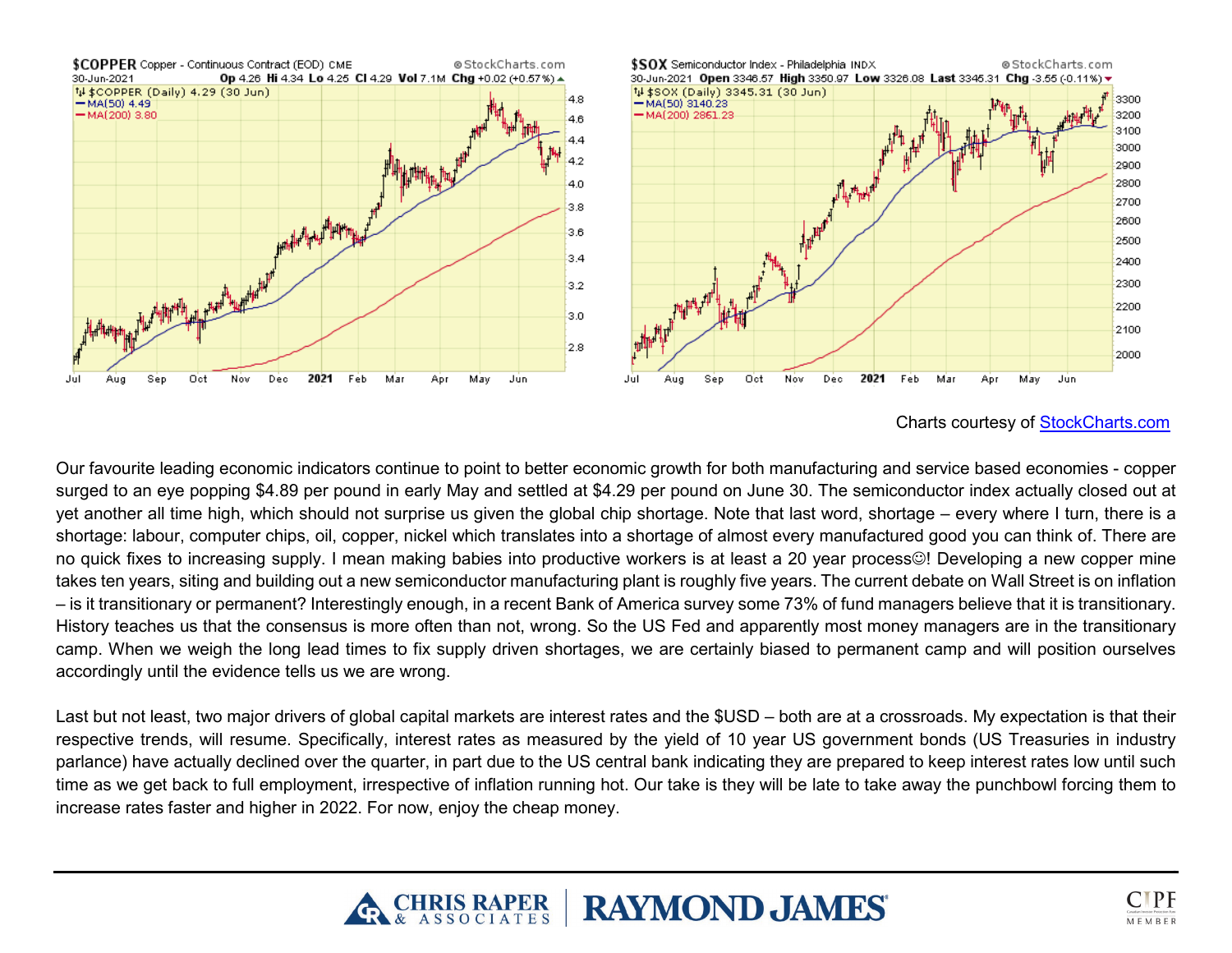Charts courtesy of [StockCharts.com](StockCharts.com)

Our favourite leading economic indicators continue to point to better economic growth for both manufacturing and service based economies - copper surged to an eye popping $4.89 per pound in early May and settled at $4.29 per pound on June 30. The semiconductor index actually closed out at yet another all time high, which should not surprise us given the global chip shortage. Note that last word, shortage – every where I turn, there is a shortage: labour, computer chips, oil, copper, nickel which translates into a shortage of almost every manufactured good you can think of. There are no quick fixes to increasing supply. I mean making babies into productive workers is at least a 20 year process☺! Developing a new copper mine takes ten years, siting and building out a new semiconductor manufacturing plant is roughly five years. The current debate on Wall Street is on inflation – is it transitionary or permanent? Interestingly enough, in a recent Bank of America survey some 73% of fund managers believe that it is transitionary. History teaches us that the consensus is more often than not, wrong. So the US Fed and apparently most money managers are in the transitionary camp. When we weigh the long lead times to fix supply driven shortages, we are certainly biased to permanent camp and will position ourselves accordingly until the evidence tells us we are wrong.

Last but not least, two major drivers of global capital markets are interest rates and the $USD – both are at a crossroads. My expectation is that their respective trends, will resume. Specifically, interest rates as measured by the yield of 10 year US government bonds (US Treasuries in industry parlance) have actually declined over the quarter, in part due to the US central bank indicating they are prepared to keep interest rates low until such time as we get back to full employment, irrespective of inflation running hot. Our take is they will be late to take away the punchbowl forcing them to increase rates faster and higher in 2022. For now, enjoy the cheap money.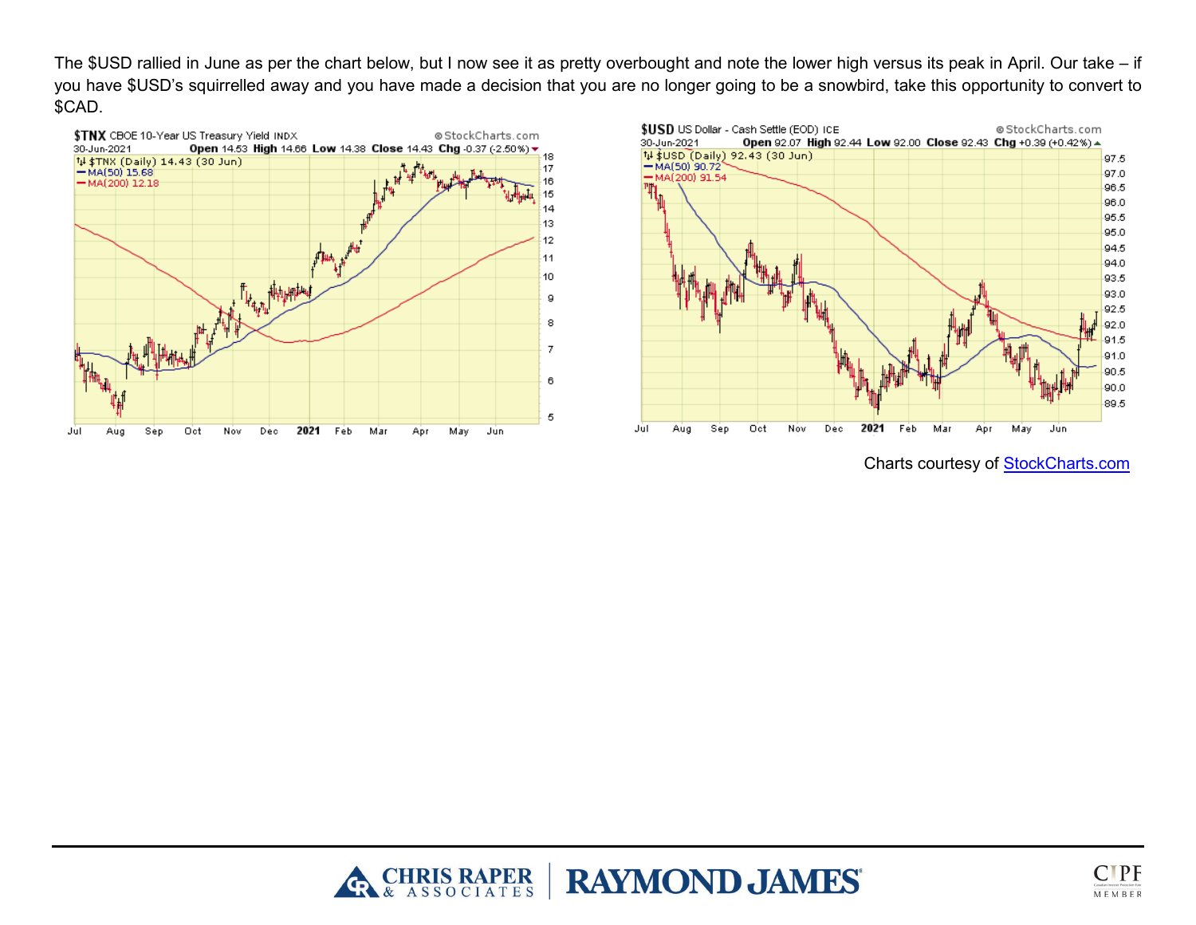The $USD rallied in June as per the chart below, but I now see it as pretty overbought and note the lower high versus its peak in April. Our take – if you have $USD's squirrelled away and you have made a decision that you are no longer going to be a snowbird, take this opportunity to convert to $CAD.

Charts courtesy of [StockCharts.com](https://stockcharts.com)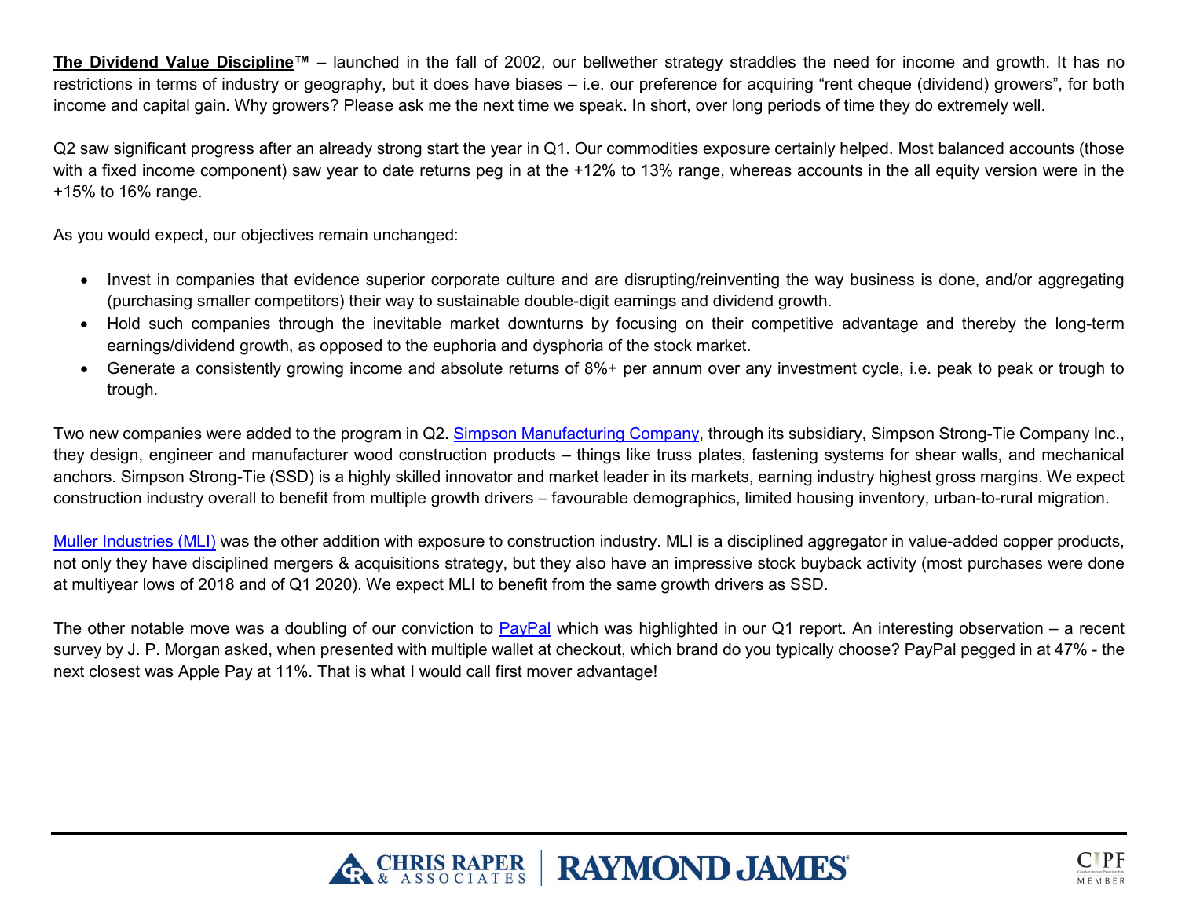**The Dividend Value Discipline™** – launched in the fall of 2002, our bellwether strategy straddles the need for income and growth. It has no restrictions in terms of industry or geography, but it does have biases – i.e. our preference for acquiring "rent cheque (dividend) growers", for both income and capital gain. Why growers? Please ask me the next time we speak. In short, over long periods of time they do extremely well.

Q2 saw significant progress after an already strong start the year in Q1. Our commodities exposure certainly helped. Most balanced accounts (those with a fixed income component) saw year to date returns peg in at the +12% to 13% range, whereas accounts in the all equity version were in the +15% to 16% range.

As you would expect, our objectives remain unchanged:

- Invest in companies that evidence superior corporate culture and are disrupting/reinventing the way business is done, and/or aggregating (purchasing smaller competitors) their way to sustainable double-digit earnings and dividend growth.
- Hold such companies through the inevitable market downturns by focusing on their competitive advantage and thereby the long-term earnings/dividend growth, as opposed to the euphoria and dysphoria of the stock market.
- Generate a consistently growing income and absolute returns of 8%+ per annum over any investment cycle, i.e. peak to peak or trough to trough.

Two new companies were added to the program in Q2. Simpson Manufacturing Company, through its subsidiary, Simpson Strong-Tie Company Inc., they design, engineer and manufacturer wood construction products – things like truss plates, fastening systems for shear walls, and mechanical anchors. Simpson Strong-Tie (SSD) is a highly skilled innovator and market leader in its markets, earning industry highest gross margins. We expect construction industry overall to benefit from multiple growth drivers – favourable demographics, limited housing inventory, urban-to-rural migration.

Muller Industries (MLI) was the other addition with exposure to construction industry. MLI is a disciplined aggregator in value-added copper products, not only they have disciplined mergers & acquisitions strategy, but they also have an impressive stock buyback activity (most purchases were done at multiyear lows of 2018 and of Q1 2020). We expect MLI to benefit from the same growth drivers as SSD.

The other notable move was a doubling of our conviction to PayPal which was highlighted in our Q1 report. An interesting observation – a recent survey by J. P. Morgan asked, when presented with multiple wallet at checkout, which brand do you typically choose? PayPal pegged in at 47% - the next closest was Apple Pay at 11%. That is what I would call first mover advantage!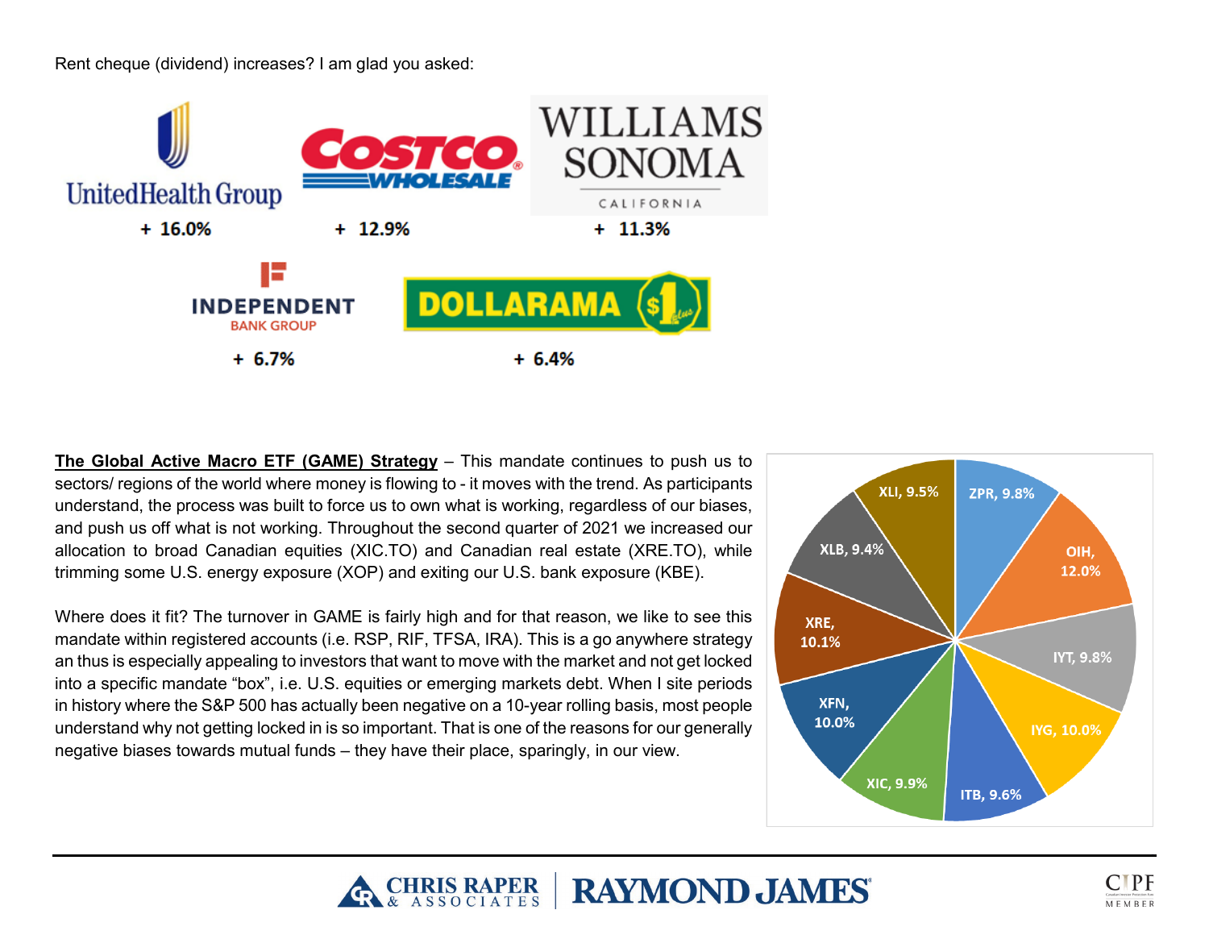Rent cheque (dividend) increases? I am glad you asked:

| Company | Dividend Increase |
|---|---|
| UnitedHealth Group | + 16.0% |
| Costco Wholesale | + 12.9% |
| Williams Sonoma | + 11.3% |
| Independent Bank Group | + 6.7% |
| Dollarama | + 6.4% |

**The Global Active Macro ETF (GAME) Strategy** – This mandate continues to push us to sectors/ regions of the world where money is flowing to - it moves with the trend. As participants understand, the process was built to force us to own what is working, regardless of our biases, and push us off what is not working. Throughout the second quarter of 2021 we increased our allocation to broad Canadian equities (XIC.TO) and Canadian real estate (XRE.TO), while trimming some U.S. energy exposure (XOP) and exiting our U.S. bank exposure (KBE).

Where does it fit? The turnover in GAME is fairly high and for that reason, we like to see this mandate within registered accounts (i.e. RSP, RIF, TFSA, IRA). This is a go anywhere strategy an thus is especially appealing to investors that want to move with the market and not get locked into a specific mandate "box", i.e. U.S. equities or emerging markets debt. When I site periods in history where the S&P 500 has actually been negative on a 10-year rolling basis, most people understand why not getting locked in is so important. That is one of the reasons for our generally negative biases towards mutual funds – they have their place, sparingly, in our view.

| ETF | Allocation |
|---|---|
| ZPR | 9.8% |
| OIH | 12.0% |
| IYT | 9.8% |
| IYG | 10.0% |
| ITB | 9.6% |
| XIC | 9.9% |
| XFN | 10.0% |
| XRE | 10.1% |
| XLB | 9.4% |
| XLI | 9.5% |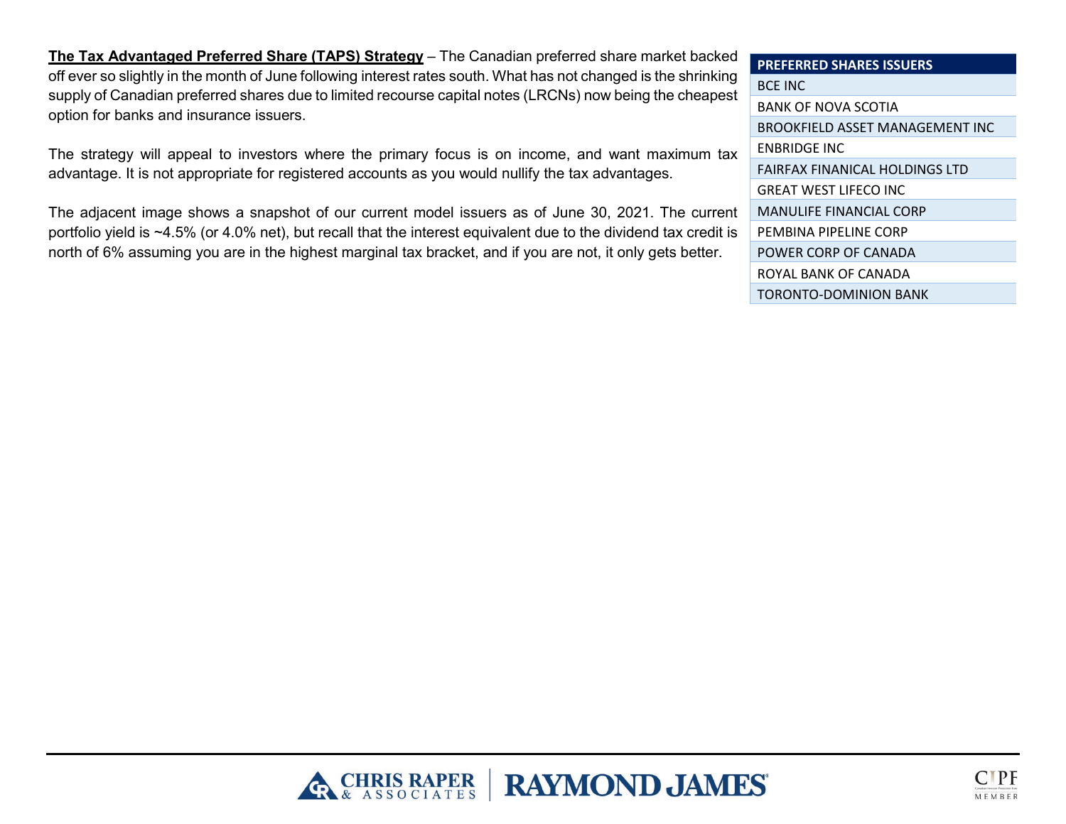**The Tax Advantaged Preferred Share (TAPS) Strategy** – The Canadian preferred share market backed off ever so slightly in the month of June following interest rates south. What has not changed is the shrinking supply of Canadian preferred shares due to limited recourse capital notes (LRCNs) now being the cheapest option for banks and insurance issuers.

The strategy will appeal to investors where the primary focus is on income, and want maximum tax advantage. It is not appropriate for registered accounts as you would nullify the tax advantages.

The adjacent image shows a snapshot of our current model issuers as of June 30, 2021. The current portfolio yield is ~4.5% (or 4.0% net), but recall that the interest equivalent due to the dividend tax credit is north of 6% assuming you are in the highest marginal tax bracket, and if you are not, it only gets better.

| PREFERRED SHARES ISSUERS |
| --- |
| BCE INC |
| BANK OF NOVA SCOTIA |
| BROOKFIELD ASSET MANAGEMENT INC |
| ENBRIDGE INC |
| FAIRFAX FINANICAL HOLDINGS LTD |
| GREAT WEST LIFECO INC |
| MANULIFE FINANCIAL CORP |
| PEMBINA PIPELINE CORP |
| POWER CORP OF CANADA |
| ROYAL BANK OF CANADA |
| TORONTO-DOMINION BANK |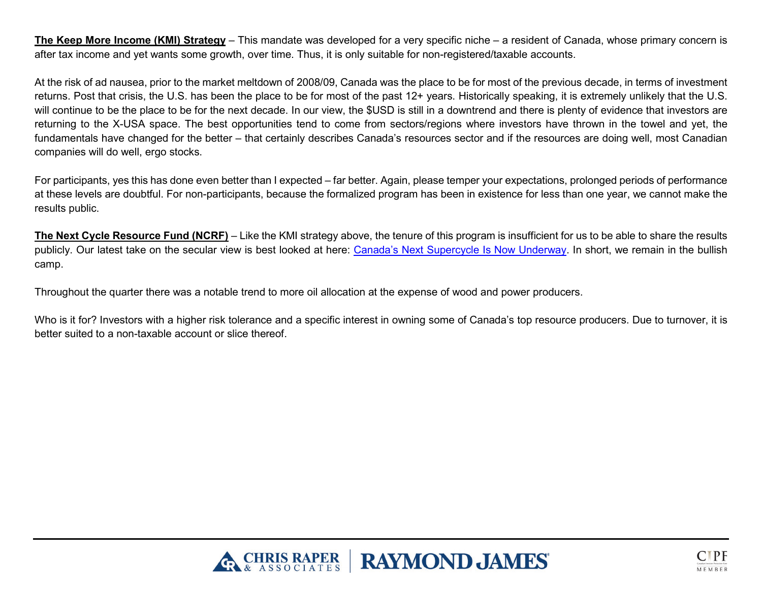**The Keep More Income (KMI) Strategy** – This mandate was developed for a very specific niche – a resident of Canada, whose primary concern is after tax income and yet wants some growth, over time. Thus, it is only suitable for non-registered/taxable accounts.

At the risk of ad nausea, prior to the market meltdown of 2008/09, Canada was the place to be for most of the previous decade, in terms of investment returns. Post that crisis, the U.S. has been the place to be for most of the past 12+ years. Historically speaking, it is extremely unlikely that the U.S. will continue to be the place to be for the next decade. In our view, the $USD is still in a downtrend and there is plenty of evidence that investors are returning to the X-USA space. The best opportunities tend to come from sectors/regions where investors have thrown in the towel and yet, the fundamentals have changed for the better – that certainly describes Canada's resources sector and if the resources are doing well, most Canadian companies will do well, ergo stocks.

For participants, yes this has done even better than I expected – far better. Again, please temper your expectations, prolonged periods of performance at these levels are doubtful. For non-participants, because the formalized program has been in existence for less than one year, we cannot make the results public.

**The Next Cycle Resource Fund (NCRF)** – Like the KMI strategy above, the tenure of this program is insufficient for us to be able to share the results publicly. Our latest take on the secular view is best looked at here: Canada's Next Supercycle Is Now Underway. In short, we remain in the bullish camp.

Throughout the quarter there was a notable trend to more oil allocation at the expense of wood and power producers.

Who is it for? Investors with a higher risk tolerance and a specific interest in owning some of Canada's top resource producers. Due to turnover, it is better suited to a non-taxable account or slice thereof.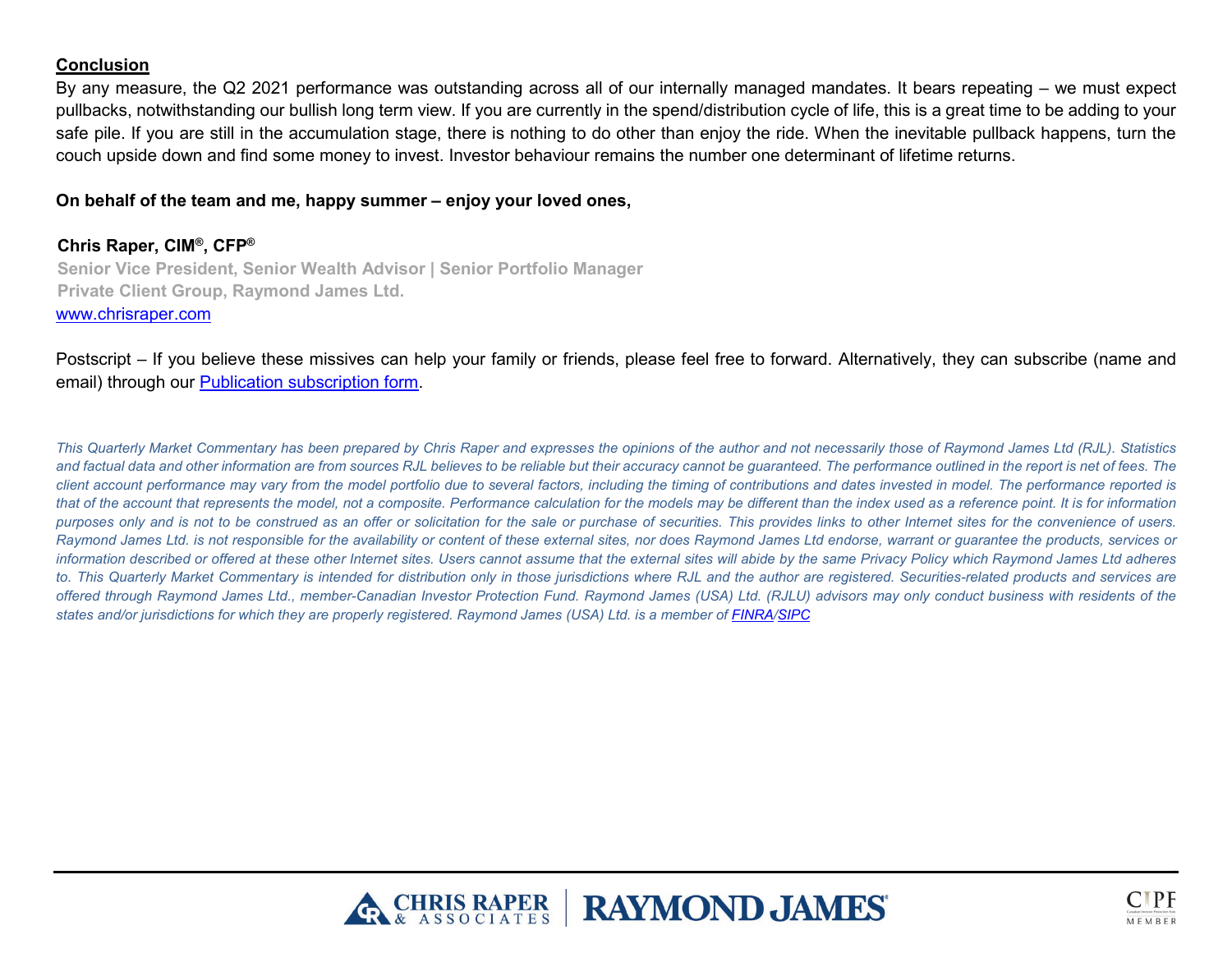**Conclusion**

By any measure, the Q2 2021 performance was outstanding across all of our internally managed mandates. It bears repeating – we must expect pullbacks, notwithstanding our bullish long term view. If you are currently in the spend/distribution cycle of life, this is a great time to be adding to your safe pile. If you are still in the accumulation stage, there is nothing to do other than enjoy the ride. When the inevitable pullback happens, turn the couch upside down and find some money to invest. Investor behaviour remains the number one determinant of lifetime returns.

**On behalf of the team and me, happy summer – enjoy your loved ones,**

**Chris Raper, CIM®, CFP®**
**Senior Vice President, Senior Wealth Advisor | Senior Portfolio Manager**
**Private Client Group, Raymond James Ltd.**
[www.chrisraper.com](www.chrisraper.com)

Postscript – If you believe these missives can help your family or friends, please feel free to forward. Alternatively, they can subscribe (name and email) through our Publication subscription form.

*This Quarterly Market Commentary has been prepared by Chris Raper and expresses the opinions of the author and not necessarily those of Raymond James Ltd (RJL). Statistics and factual data and other information are from sources RJL believes to be reliable but their accuracy cannot be guaranteed. The performance outlined in the report is net of fees. The client account performance may vary from the model portfolio due to several factors, including the timing of contributions and dates invested in model. The performance reported is that of the account that represents the model, not a composite. Performance calculation for the models may be different than the index used as a reference point. It is for information purposes only and is not to be construed as an offer or solicitation for the sale or purchase of securities. This provides links to other Internet sites for the convenience of users. Raymond James Ltd. is not responsible for the availability or content of these external sites, nor does Raymond James Ltd endorse, warrant or guarantee the products, services or information described or offered at these other Internet sites. Users cannot assume that the external sites will abide by the same Privacy Policy which Raymond James Ltd adheres to. This Quarterly Market Commentary is intended for distribution only in those jurisdictions where RJL and the author are registered. Securities-related products and services are offered through Raymond James Ltd., member-Canadian Investor Protection Fund. Raymond James (USA) Ltd. (RJLU) advisors may only conduct business with residents of the states and/or jurisdictions for which they are properly registered. Raymond James (USA) Ltd. is a member of FINRA/SIPC*